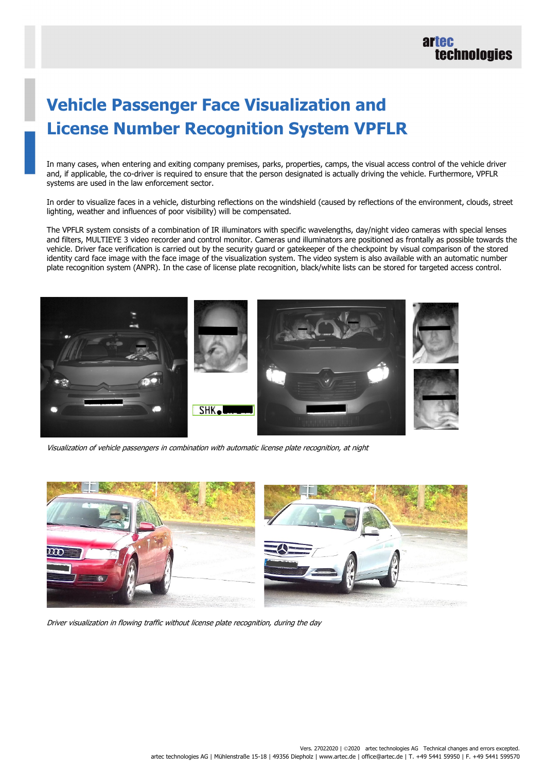# Vehicle Passenger Face Visualization and License Number Recognition System VPFLR

In many cases, when entering and exiting company premises, parks, properties, camps, the visual access control of the vehicle driver and, if applicable, the co-driver is required to ensure that the person designated is actually driving the vehicle. Furthermore, VPFLR systems are used in the law enforcement sector.

In order to visualize faces in a vehicle, disturbing reflections on the windshield (caused by reflections of the environment, clouds, street lighting, weather and influences of poor visibility) will be compensated.

The VPFLR system consists of a combination of IR illuminators with specific wavelengths, day/night video cameras with special lenses and filters, MULTIEYE 3 video recorder and control monitor. Cameras und illuminators are positioned as frontally as possible towards the vehicle. Driver face verification is carried out by the security guard or gatekeeper of the checkpoint by visual comparison of the stored identity card face image with the face image of the visualization system. The video system is also available with an automatic number plate recognition system (ANPR). In the case of license plate recognition, black/white lists can be stored for targeted access control.

*Visualization of vehicle passengers in combination with automatic license plate recognition, at night*

*Driver visualization in flowing traffic without license plate recognition, during the day*

Vers. 27022020 | ©2020 artec technologies AG Technical changes and errors excepted.
artec technologies AG | Mühlenstraße 15-18 | 49356 Diepholz | www.artec.de | office@artec.de | T. +49 5441 59950 | F. +49 5441 599570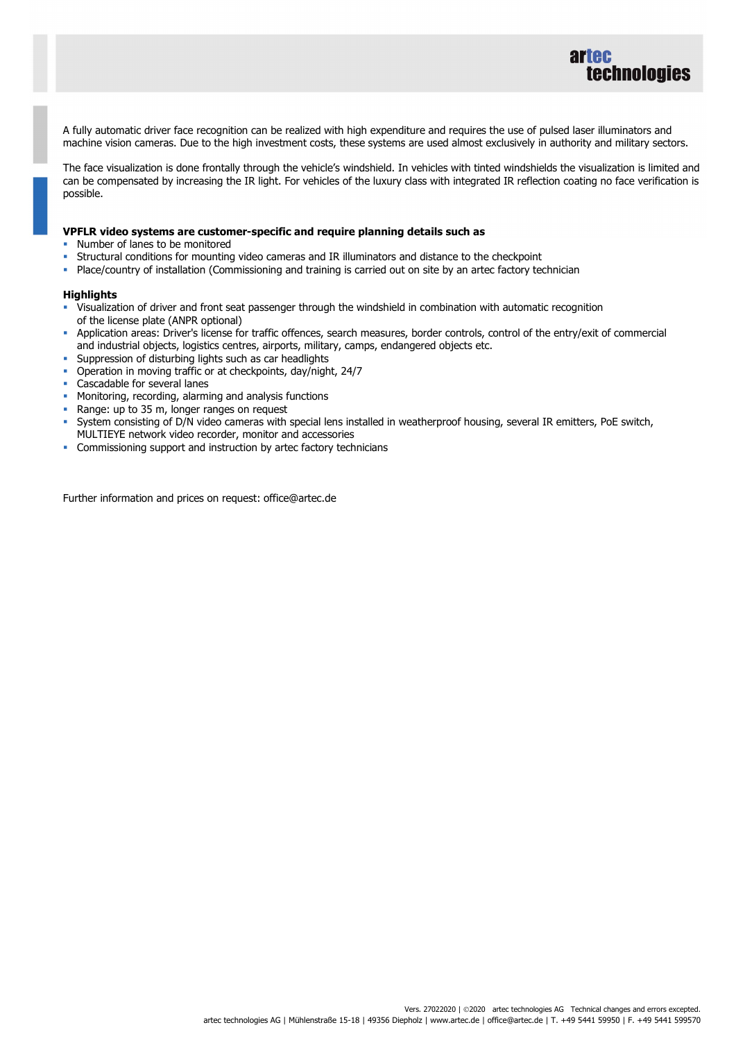A fully automatic driver face recognition can be realized with high expenditure and requires the use of pulsed laser illuminators and machine vision cameras. Due to the high investment costs, these systems are used almost exclusively in authority and military sectors.

The face visualization is done frontally through the vehicle's windshield. In vehicles with tinted windshields the visualization is limited and can be compensated by increasing the IR light. For vehicles of the luxury class with integrated IR reflection coating no face verification is possible.

**VPFLR video systems are customer-specific and require planning details such as**

- Number of lanes to be monitored
- Structural conditions for mounting video cameras and IR illuminators and distance to the checkpoint
- Place/country of installation (Commissioning and training is carried out on site by an artec factory technician

**Highlights**

- Visualization of driver and front seat passenger through the windshield in combination with automatic recognition of the license plate (ANPR optional)
- Application areas: Driver's license for traffic offences, search measures, border controls, control of the entry/exit of commercial and industrial objects, logistics centres, airports, military, camps, endangered objects etc.
- Suppression of disturbing lights such as car headlights
- Operation in moving traffic or at checkpoints, day/night, 24/7
- Cascadable for several lanes
- Monitoring, recording, alarming and analysis functions
- Range: up to 35 m, longer ranges on request
- System consisting of D/N video cameras with special lens installed in weatherproof housing, several IR emitters, PoE switch, MULTIEYE network video recorder, monitor and accessories
- Commissioning support and instruction by artec factory technicians

Further information and prices on request: office@artec.de